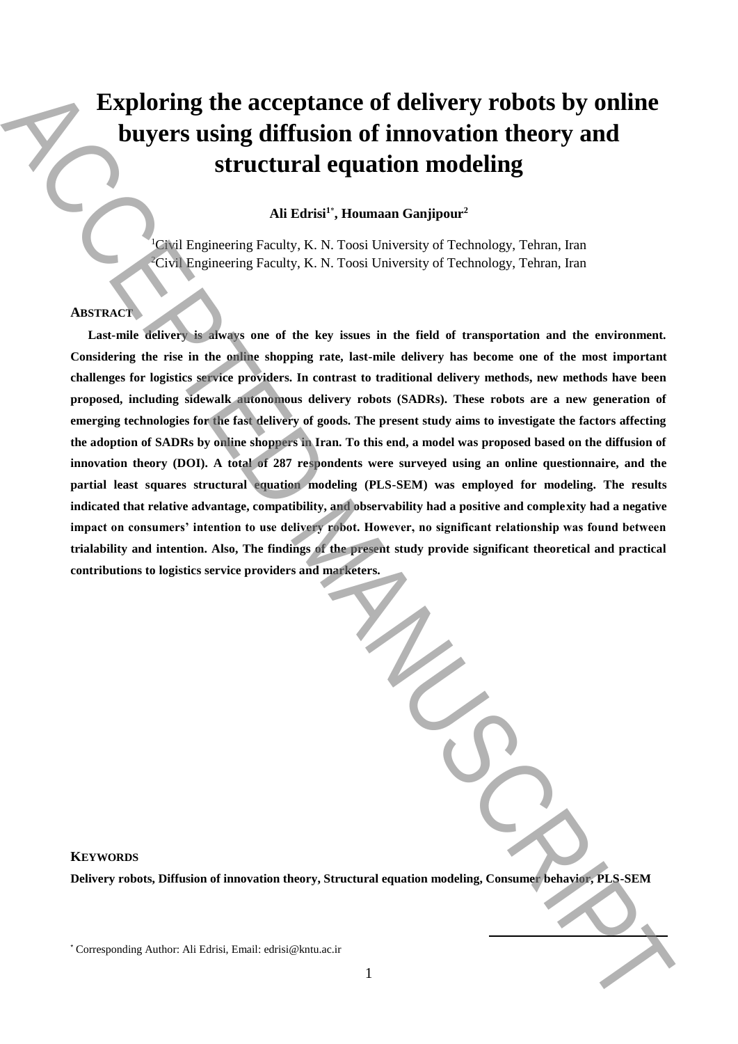# Exploring the acceptance of delivery robots by online buyers using diffusion of innovation theory and structural equation modeling

**Ali Edrisi[1*], Houmaan Ganjipour[2]**

[1]Civil Engineering Faculty, K. N. Toosi University of Technology, Tehran, Iran
[2]Civil Engineering Faculty, K. N. Toosi University of Technology, Tehran, Iran

## ABSTRACT

**Last-mile delivery is always one of the key issues in the field of transportation and the environment. Considering the rise in the online shopping rate, last-mile delivery has become one of the most important challenges for logistics service providers. In contrast to traditional delivery methods, new methods have been proposed, including sidewalk autonomous delivery robots (SADRs). These robots are a new generation of emerging technologies for the fast delivery of goods. The present study aims to investigate the factors affecting the adoption of SADRs by online shoppers in Iran. To this end, a model was proposed based on the diffusion of innovation theory (DOI). A total of 287 respondents were surveyed using an online questionnaire, and the partial least squares structural equation modeling (PLS-SEM) was employed for modeling. The results indicated that relative advantage, compatibility, and observability had a positive and complexity had a negative impact on consumers' intention to use delivery robot. However, no significant relationship was found between trialability and intention. Also, The findings of the present study provide significant theoretical and practical contributions to logistics service providers and marketers.**

## KEYWORDS

**Delivery robots, Diffusion of innovation theory, Structural equation modeling, Consumer behavior, PLS-SEM**

[*] Corresponding Author: Ali Edrisi, Email: edrisi@kntu.ac.ir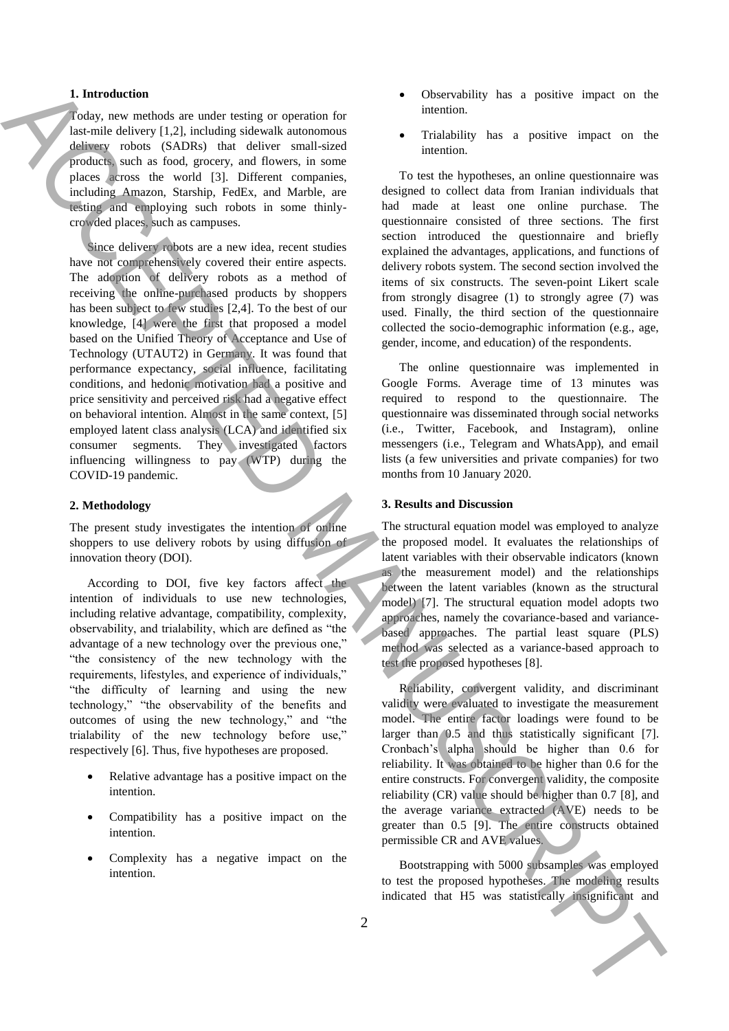## 1. Introduction

Today, new methods are under testing or operation for last-mile delivery [1,2], including sidewalk autonomous delivery robots (SADRs) that deliver small-sized products, such as food, grocery, and flowers, in some places across the world [3]. Different companies, including Amazon, Starship, FedEx, and Marble, are testing and employing such robots in some thinly-crowded places, such as campuses.

Since delivery robots are a new idea, recent studies have not comprehensively covered their entire aspects. The adoption of delivery robots as a method of receiving the online-purchased products by shoppers has been subject to few studies [2,4]. To the best of our knowledge, [4] were the first that proposed a model based on the Unified Theory of Acceptance and Use of Technology (UTAUT2) in Germany. It was found that performance expectancy, social influence, facilitating conditions, and hedonic motivation had a positive and price sensitivity and perceived risk had a negative effect on behavioral intention. Almost in the same context, [5] employed latent class analysis (LCA) and identified six consumer segments. They investigated factors influencing willingness to pay (WTP) during the COVID-19 pandemic.

## 2. Methodology

The present study investigates the intention of online shoppers to use delivery robots by using diffusion of innovation theory (DOI).

According to DOI, five key factors affect the intention of individuals to use new technologies, including relative advantage, compatibility, complexity, observability, and trialability, which are defined as "the advantage of a new technology over the previous one," "the consistency of the new technology with the requirements, lifestyles, and experience of individuals," "the difficulty of learning and using the new technology," "the observability of the benefits and outcomes of using the new technology," and "the trialability of the new technology before use," respectively [6]. Thus, five hypotheses are proposed.

- Relative advantage has a positive impact on the intention.
- Compatibility has a positive impact on the intention.
- Complexity has a negative impact on the intention.
- Observability has a positive impact on the intention.
- Trialability has a positive impact on online intention.

To test the hypotheses, an online questionnaire was designed to collect data from Iranian individuals that had made at least one online purchase. The questionnaire consisted of three sections. The first section introduced the questionnaire and briefly explained the advantages, applications, and functions of delivery robots system. The second section involved the items of six constructs. The seven-point Likert scale from strongly disagree (1) to strongly agree (7) was used. Finally, the third section of the questionnaire collected the socio-demographic information (e.g., age, gender, income, and education) of the respondents.

The online questionnaire was implemented in Google Forms. Average time of 13 minutes was required to respond to the questionnaire. The questionnaire was disseminated through social networks (i.e., Twitter, Facebook, and Instagram), online messengers (i.e., Telegram and WhatsApp), and email lists (a few universities and private companies) for two months from 10 January 2020.

## 3. Results and Discussion

The structural equation model was employed to analyze the proposed model. It evaluates the relationships of latent variables with their observable indicators (known as the measurement model) and the relationships between the latent variables (known as the structural model) [7]. The structural equation model adopts two approaches, namely the covariance-based and variance-based approaches. The partial least square (PLS) method was selected as a variance-based approach to test the proposed hypotheses [8].

Reliability, convergent validity, and discriminant validity were evaluated to investigate the measurement model. The entire factor loadings were found to be larger than 0.5 and thus statistically significant [7]. Cronbach's alpha should be higher than 0.6 for reliability. It was obtained to be higher than 0.6 for the entire constructs. For convergent validity, the composite reliability (CR) value should be higher than 0.7 [8], and the average variance extracted (AVE) needs to be greater than 0.5 [9]. The entire constructs obtained permissible CR and AVE values.

Bootstrapping with 5000 subsamples was employed to test the proposed hypotheses. The modeling results indicated that H5 was statistically insignificant and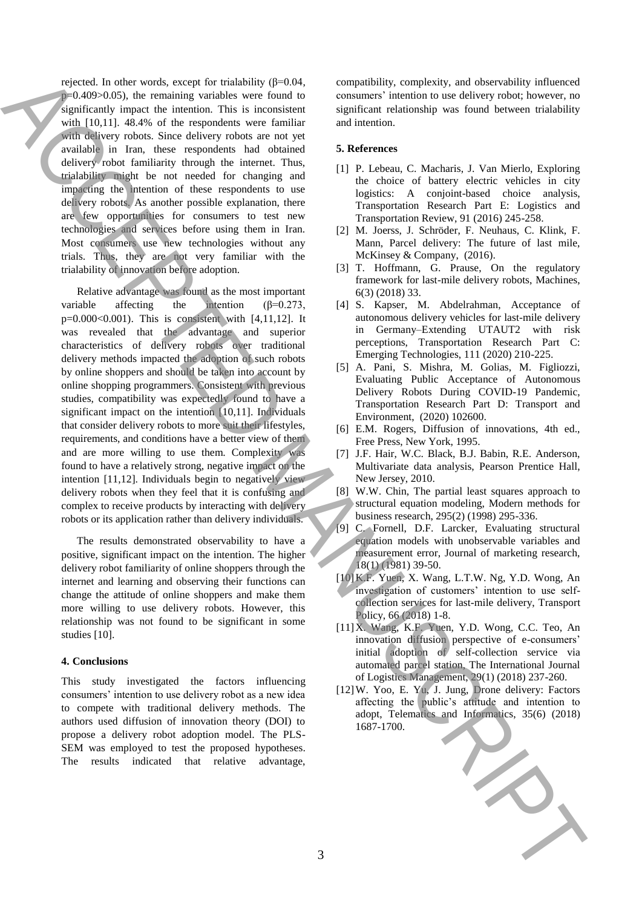rejected. In other words, except for trialability (β=0.04, p=0.409>0.05), the remaining variables were found to significantly impact the intention. This is inconsistent with [10,11]. 48.4% of the respondents were familiar with delivery robots. Since delivery robots are not yet available in Iran, these respondents had obtained delivery robot familiarity through the internet. Thus, trialability might be not needed for changing and impacting the intention of these respondents to use delivery robots. As another possible explanation, there are few opportunities for consumers to test new technologies and services before using them in Iran. Most consumers use new technologies without any trials. Thus, they are not very familiar with the trialability of innovation before adoption.

Relative advantage was found as the most important variable affecting the intention (β=0.273, p=0.000<0.001). This is consistent with [4,11,12]. It was revealed that the advantage and superior characteristics of delivery robots over traditional delivery methods impacted the adoption of such robots by online shoppers and should be taken into account by online shopping programmers. Consistent with previous studies, compatibility was expectedly found to have a significant impact on the intention [10,11]. Individuals that consider delivery robots to more suit their lifestyles, requirements, and conditions have a better view of them and are more willing to use them. Complexity was found to have a relatively strong, negative impact on the intention [11,12]. Individuals begin to negatively view delivery robots when they feel that it is confusing and complex to receive products by interacting with delivery robots or its application rather than delivery individuals.

The results demonstrated observability to have a positive, significant impact on the intention. The higher delivery robot familiarity of online shoppers through the internet and learning and observing their functions can change the attitude of online shoppers and make them more willing to use delivery robots. However, this relationship was not found to be significant in some studies [10].

## 4. Conclusions

This study investigated the factors influencing consumers' intention to use delivery robot as a new idea to compete with traditional delivery methods. The authors used diffusion of innovation theory (DOI) to propose a delivery robot adoption model. The PLS-SEM was employed to test the proposed hypotheses. The results indicated that relative advantage, compatibility, complexity, and observability influenced consumers' intention to use delivery robot; however, no significant relationship was found between trialability and intention.

## 5. References

[1] P. Lebeau, C. Macharis, J. Van Mierlo, Exploring the choice of battery electric vehicles in city logistics: A conjoint-based choice analysis, Transportation Research Part E: Logistics and Transportation Review, 91 (2016) 245-258.

[2] M. Joerss, J. Schröder, F. Neuhaus, C. Klink, F. Mann, Parcel delivery: The future of last mile, McKinsey & Company, (2016).

[3] T. Hoffmann, G. Prause, On the regulatory framework for last-mile delivery robots, Machines, 6(3) (2018) 33.

[4] S. Kapser, M. Abdelrahman, Acceptance of autonomous delivery vehicles for last-mile delivery in Germany–Extending UTAUT2 with risk perceptions, Transportation Research Part C: Emerging Technologies, 111 (2020) 210-225.

[5] A. Pani, S. Mishra, M. Golias, M. Figliozzi, Evaluating Public Acceptance of Autonomous Delivery Robots During COVID-19 Pandemic, Transportation Research Part D: Transport and Environment, (2020) 102600.

[6] E.M. Rogers, Diffusion of innovations, 4th ed., Free Press, New York, 1995.

[7] J.F. Hair, W.C. Black, B.J. Babin, R.E. Anderson, Multivariate data analysis, Pearson Prentice Hall, New Jersey, 2010.

[8] W.W. Chin, The partial least squares approach to structural equation modeling, Modern methods for business research, 295(2) (1998) 295-336.

[9] C. Fornell, D.F. Larcker, Evaluating structural equation models with unobservable variables and measurement error, Journal of marketing research, 18(1) (1981) 39-50.

[10] K.F. Yuen, X. Wang, L.T.W. Ng, Y.D. Wong, An investigation of customers' intention to use self-collection services for last-mile delivery, Transport Policy, 66 (2018) 1-8.

[11] X. Wang, K.F. Yuen, Y.D. Wong, C.C. Teo, An innovation diffusion perspective of e-consumers' initial adoption of self-collection service via automated parcel station, The International Journal of Logistics Management, 29(1) (2018) 237-260.

[12] W. Yoo, E. Yu, J. Jung, Drone delivery: Factors affecting the public's attitude and intention to adopt, Telematics and Informatics, 35(6) (2018) 1687-1700.